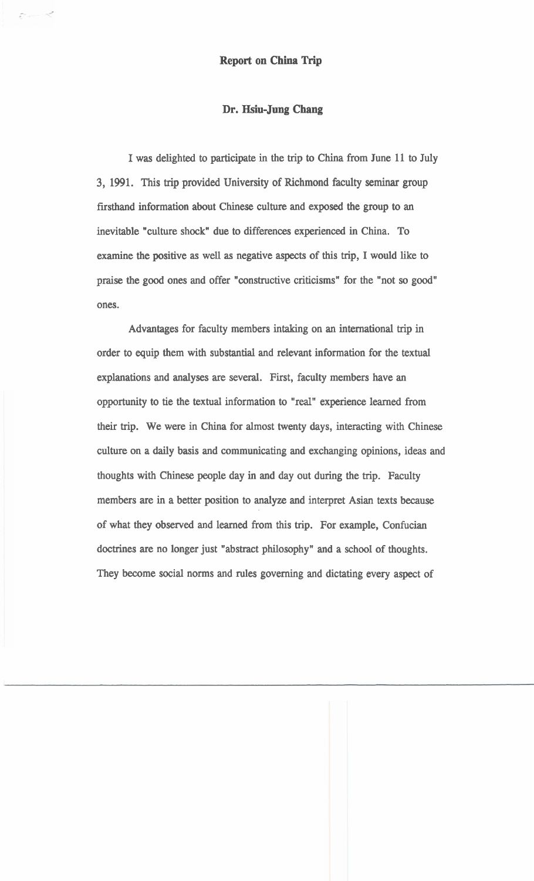# Report on China Trip

## Dr. Hsiu-Jung Chang

I was delighted to participate in the trip to China from June 11 to July 3, 1991. This trip provided University of Richmond faculty seminar group firsthand information about Chinese culture and exposed the group to an inevitable "culture shock" due to differences experienced in China. To examine the positive as well as negative aspects of this trip, I would like to praise the good ones and offer "constructive criticisms" for the "not so good" ones.

Advantages for faculty members intaking on an international trip in order to equip them with substantial and relevant information for the textual explanations and analyses are several. First, faculty members have an opportunity to tie the textual information to "real" experience learned from their trip. We were in China for almost twenty days, interacting with Chinese culture on a daily basis and communicating and exchanging opinions, ideas and thoughts with Chinese people day in and day out during the trip. Faculty members are in a better position to analyze and interpret Asian texts because of what they observed and learned from this trip. For example, Confucian doctrines are no longer just "abstract philosophy" and a school of thoughts. They become social norms and rules governing and dictating every aspect of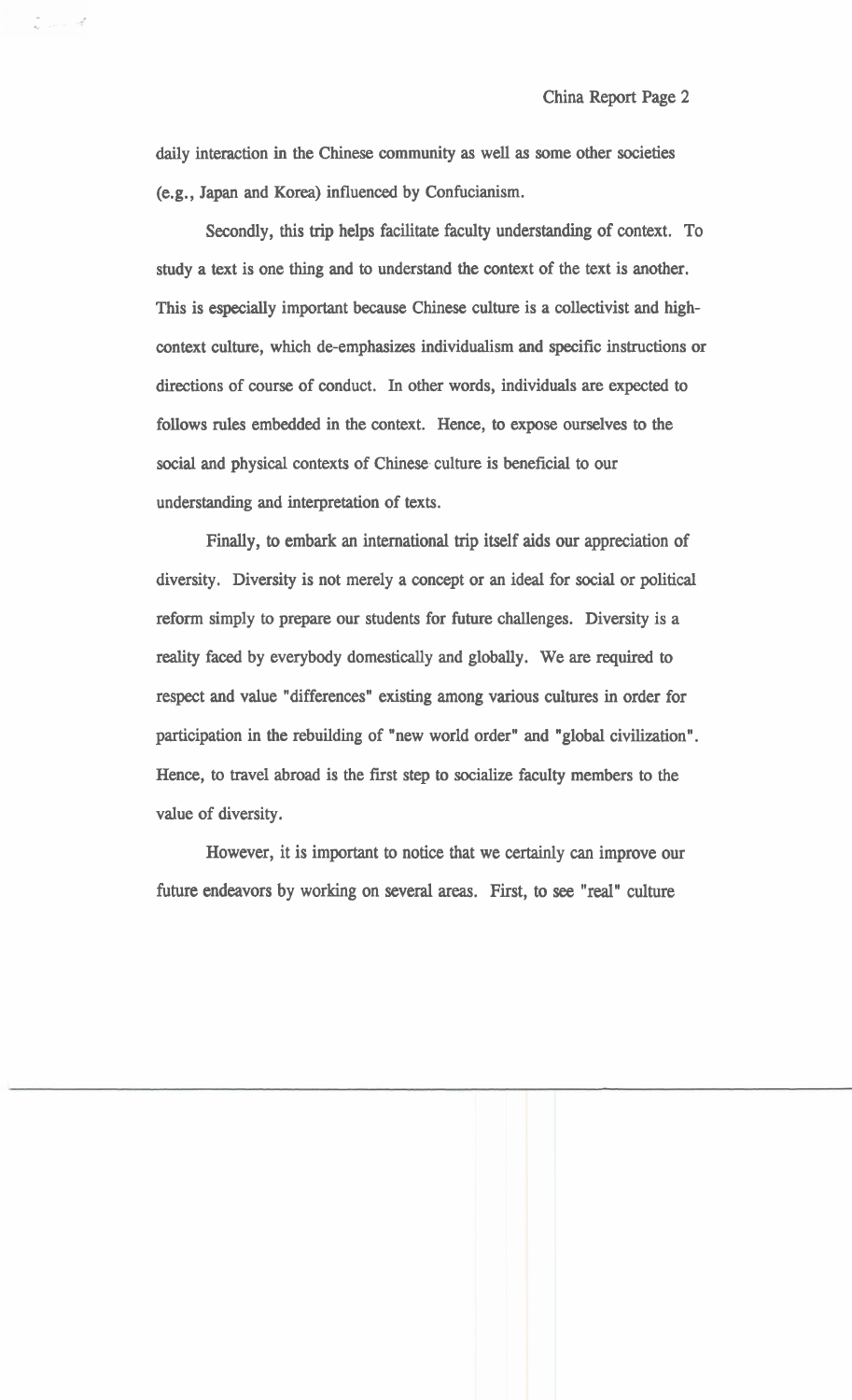daily interaction in the Chinese community as well as some other societies (e.g., Japan and Korea) influenced by Confucianism.

Secondly, this trip helps facilitate faculty understanding of context. To study a text is one thing and to understand the context of the text is another. This is especially important because Chinese culture is a collectivist and high-context culture, which de-emphasizes individualism and specific instructions or directions of course of conduct. In other words, individuals are expected to follows rules embedded in the context. Hence, to expose ourselves to the social and physical contexts of Chinese culture is beneficial to our understanding and interpretation of texts.

Finally, to embark an international trip itself aids our appreciation of diversity. Diversity is not merely a concept or an ideal for social or political reform simply to prepare our students for future challenges. Diversity is a reality faced by everybody domestically and globally. We are required to respect and value "differences" existing among various cultures in order for participation in the rebuilding of "new world order" and "global civilization". Hence, to travel abroad is the first step to socialize faculty members to the value of diversity.

However, it is important to notice that we certainly can improve our future endeavors by working on several areas. First, to see "real" culture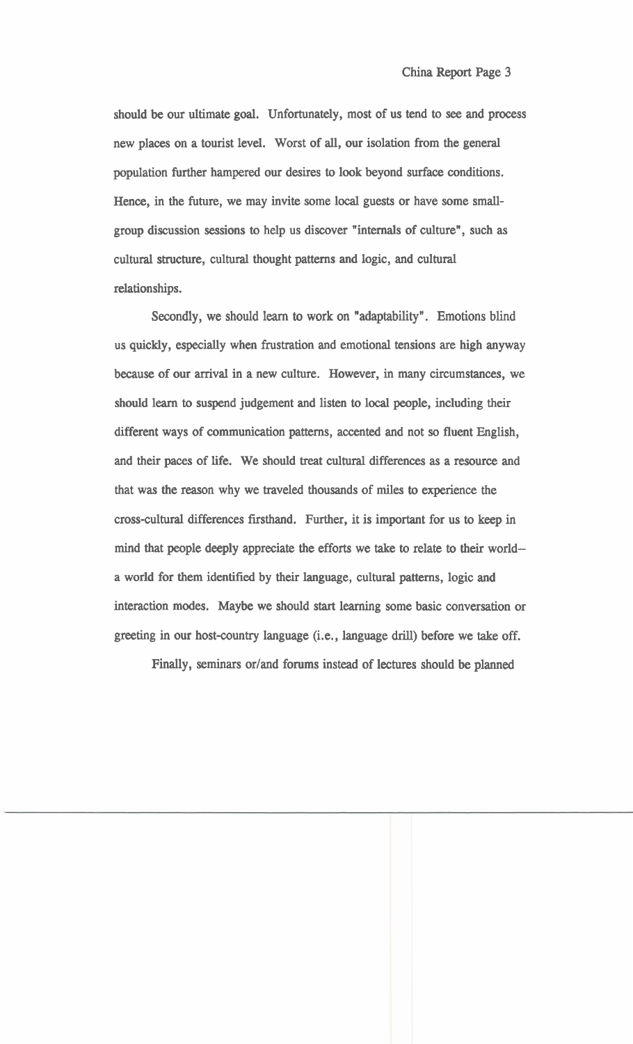should be our ultimate goal. Unfortunately, most of us tend to see and process new places on a tourist level. Worst of all, our isolation from the general population further hampered our desires to look beyond surface conditions. Hence, in the future, we may invite some local guests or have some small-group discussion sessions to help us discover "internals of culture", such as cultural structure, cultural thought patterns and logic, and cultural relationships.

Secondly, we should learn to work on "adaptability". Emotions blind us quickly, especially when frustration and emotional tensions are high anyway because of our arrival in a new culture. However, in many circumstances, we should learn to suspend judgement and listen to local people, including their different ways of communication patterns, accented and not so fluent English, and their paces of life. We should treat cultural differences as a resource and that was the reason why we traveled thousands of miles to experience the cross-cultural differences firsthand. Further, it is important for us to keep in mind that people deeply appreciate the efforts we take to relate to their world--a world for them identified by their language, cultural patterns, logic and interaction modes. Maybe we should start learning some basic conversation or greeting in our host-country language (i.e., language drill) before we take off.

Finally, seminars or/and forums instead of lectures should be planned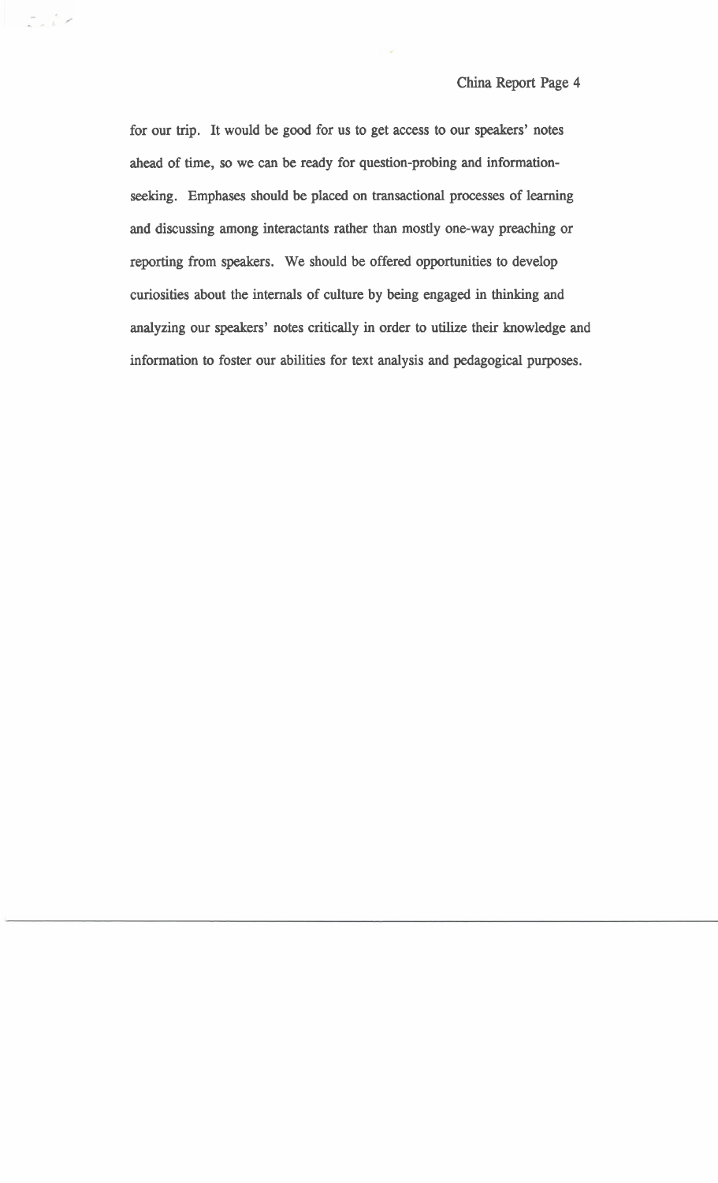for our trip. It would be good for us to get access to our speakers' notes ahead of time, so we can be ready for question-probing and information-seeking. Emphases should be placed on transactional processes of learning and discussing among interactants rather than mostly one-way preaching or reporting from speakers. We should be offered opportunities to develop curiosities about the internals of culture by being engaged in thinking and analyzing our speakers' notes critically in order to utilize their knowledge and information to foster our abilities for text analysis and pedagogical purposes.